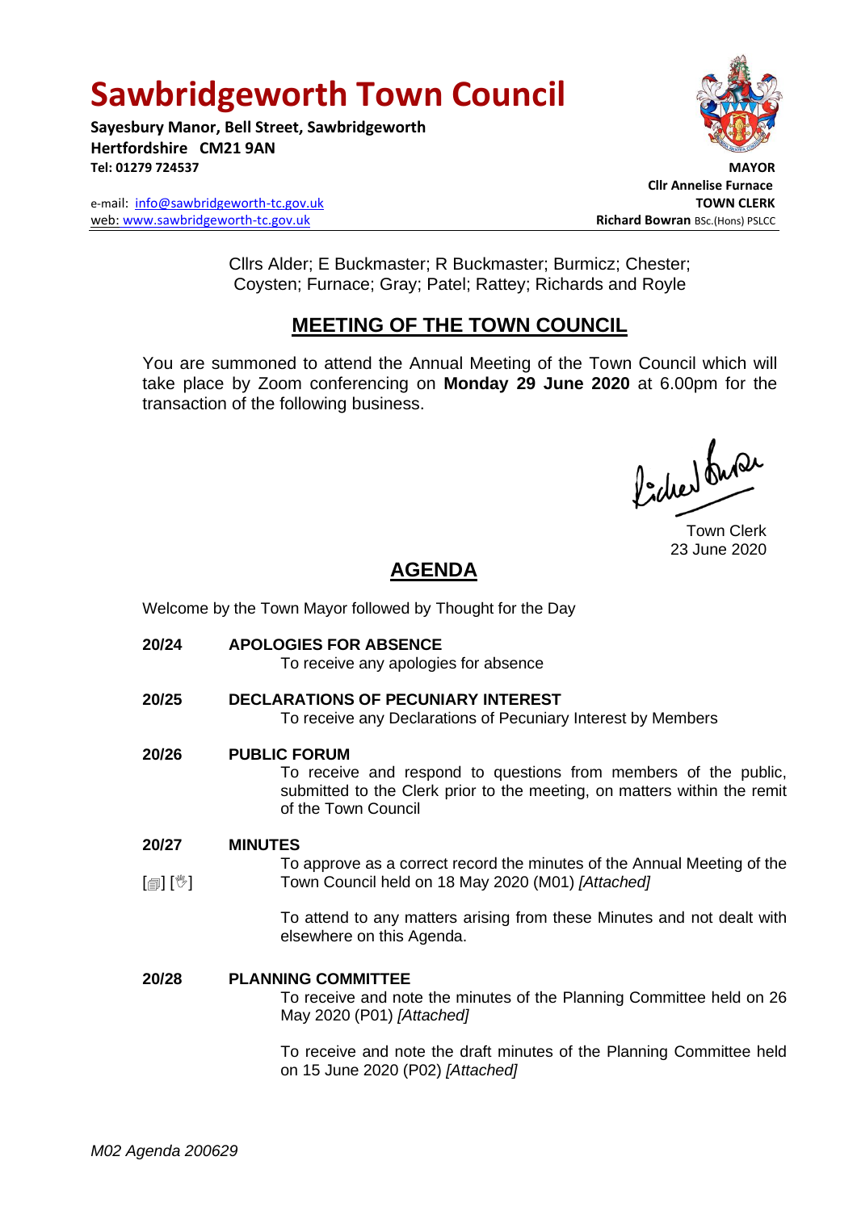# Sawbridgeworth Town Council

**Sayesbury Manor, Bell Street, Sawbridgeworth**
**Hertfordshire CM21 9AN**
**Tel: 01279 724537**

e-mail: info@sawbridgeworth-tc.gov.uk
web: www.sawbridgeworth-tc.gov.uk

**MAYOR**
**Cllr Annelise Furnace**
**TOWN CLERK**
**Richard Bowran** BSc.(Hons) PSLCC

Cllrs Alder; E Buckmaster; R Buckmaster; Burmicz; Chester; Coysten; Furnace; Gray; Patel; Rattey; Richards and Royle

## MEETING OF THE TOWN COUNCIL

You are summoned to attend the Annual Meeting of the Town Council which will take place by Zoom conferencing on **Monday 29 June 2020** at 6.00pm for the transaction of the following business.

Town Clerk
23 June 2020

## AGENDA

Welcome by the Town Mayor followed by Thought for the Day

**20/24 APOLOGIES FOR ABSENCE**

To receive any apologies for absence

**20/25 DECLARATIONS OF PECUNIARY INTEREST**

To receive any Declarations of Pecuniary Interest by Members

**20/26 PUBLIC FORUM**

To receive and respond to questions from members of the public, submitted to the Clerk prior to the meeting, on matters within the remit of the Town Council

**20/27 MINUTES**

[📄] [✋] To approve as a correct record the minutes of the Annual Meeting of the Town Council held on 18 May 2020 (M01) *[Attached]*

To attend to any matters arising from these Minutes and not dealt with elsewhere on this Agenda.

**20/28 PLANNING COMMITTEE**

To receive and note the minutes of the Planning Committee held on 26 May 2020 (P01) *[Attached]*

To receive and note the draft minutes of the Planning Committee held on 15 June 2020 (P02) *[Attached]*

*M02 Agenda 200629*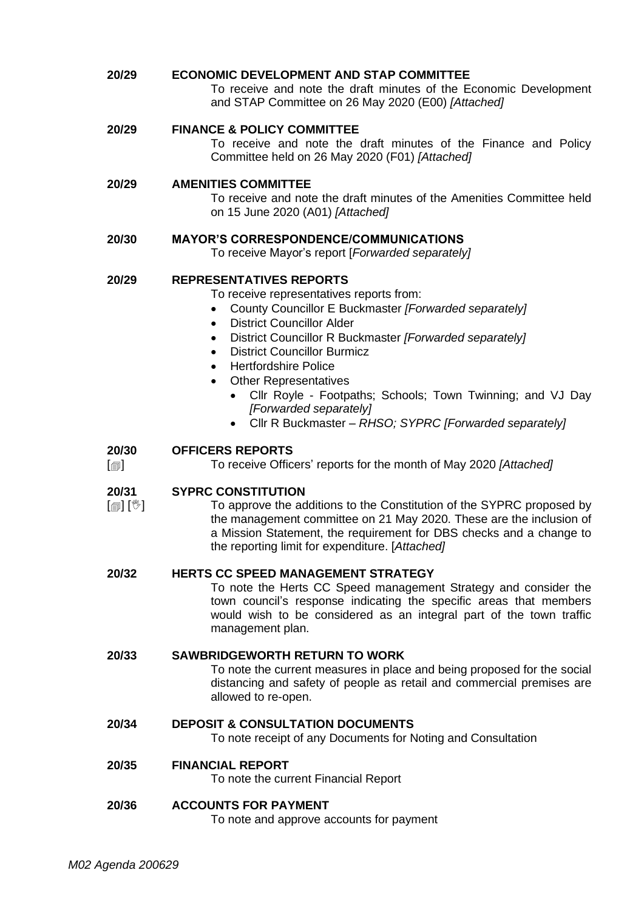**20/29 ECONOMIC DEVELOPMENT AND STAP COMMITTEE**

To receive and note the draft minutes of the Economic Development and STAP Committee on 26 May 2020 (E00) *[Attached]*

**20/29 FINANCE & POLICY COMMITTEE**

To receive and note the draft minutes of the Finance and Policy Committee held on 26 May 2020 (F01) *[Attached]*

**20/29 AMENITIES COMMITTEE**

To receive and note the draft minutes of the Amenities Committee held on 15 June 2020 (A01) *[Attached]*

**20/30 MAYOR'S CORRESPONDENCE/COMMUNICATIONS**

To receive Mayor's report [*Forwarded separately]*

**20/29 REPRESENTATIVES REPORTS**

To receive representatives reports from:

- County Councillor E Buckmaster *[Forwarded separately]*
- District Councillor Alder
- District Councillor R Buckmaster *[Forwarded separately]*
- District Councillor Burmicz
- Hertfordshire Police
- Other Representatives
  - Cllr Royle - Footpaths; Schools; Town Twinning; and VJ Day *[Forwarded separately]*
  - Cllr R Buckmaster – *RHSO; SYPRC [Forwarded separately]*

**20/30 OFFICERS REPORTS**

[🗐] To receive Officers' reports for the month of May 2020 *[Attached]*

**20/31 SYPRC CONSTITUTION**

[🗐] [✋] To approve the additions to the Constitution of the SYPRC proposed by the management committee on 21 May 2020. These are the inclusion of a Mission Statement, the requirement for DBS checks and a change to the reporting limit for expenditure. [*Attached]*

**20/32 HERTS CC SPEED MANAGEMENT STRATEGY**

To note the Herts CC Speed management Strategy and consider the town council's response indicating the specific areas that members would wish to be considered as an integral part of the town traffic management plan.

**20/33 SAWBRIDGEWORTH RETURN TO WORK**

To note the current measures in place and being proposed for the social distancing and safety of people as retail and commercial premises are allowed to re-open.

**20/34 DEPOSIT & CONSULTATION DOCUMENTS**

To note receipt of any Documents for Noting and Consultation

**20/35 FINANCIAL REPORT**

To note the current Financial Report

**20/36 ACCOUNTS FOR PAYMENT**

To note and approve accounts for payment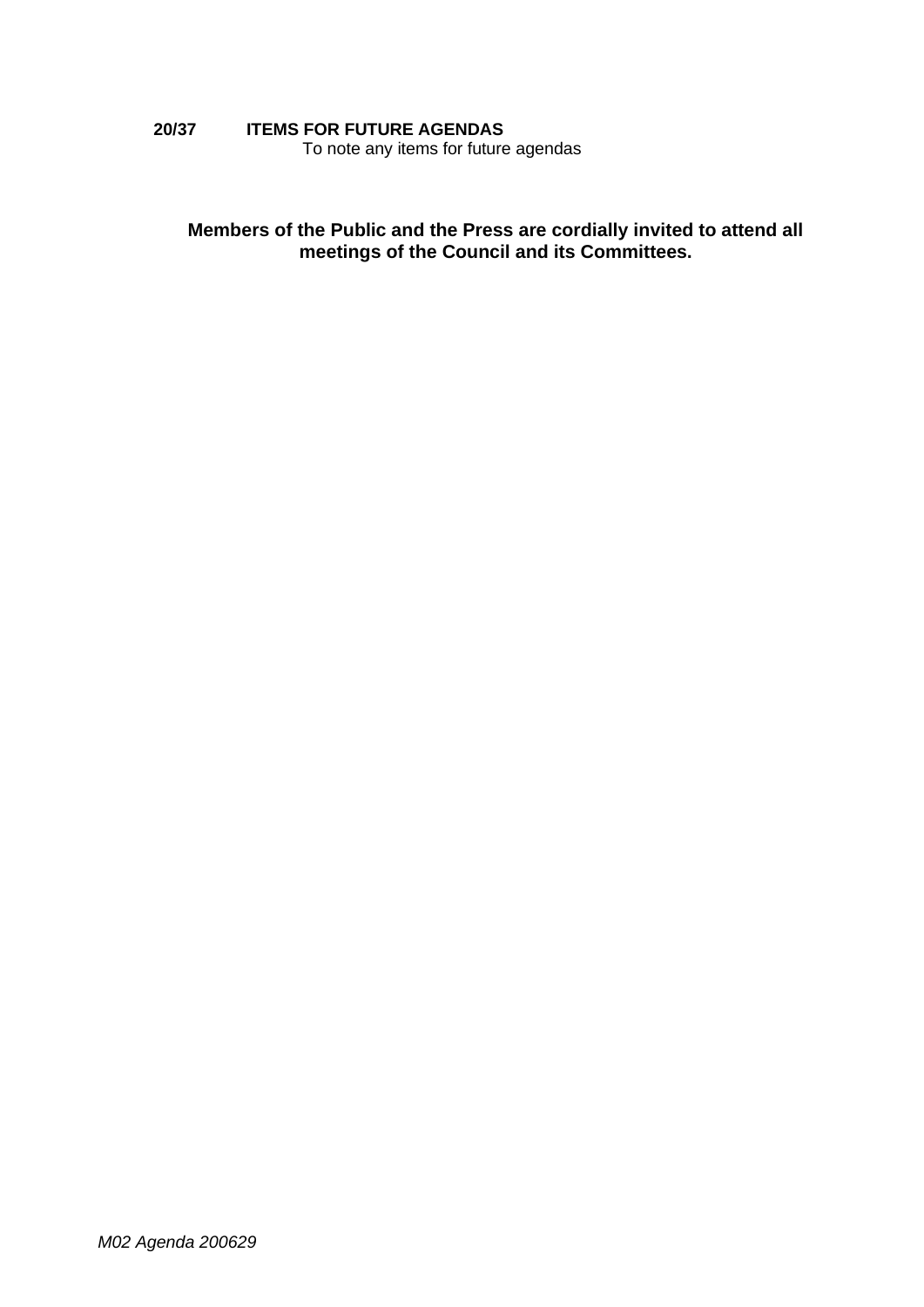**20/37 ITEMS FOR FUTURE AGENDAS**

To note any items for future agendas

**Members of the Public and the Press are cordially invited to attend all meetings of the Council and its Committees.**